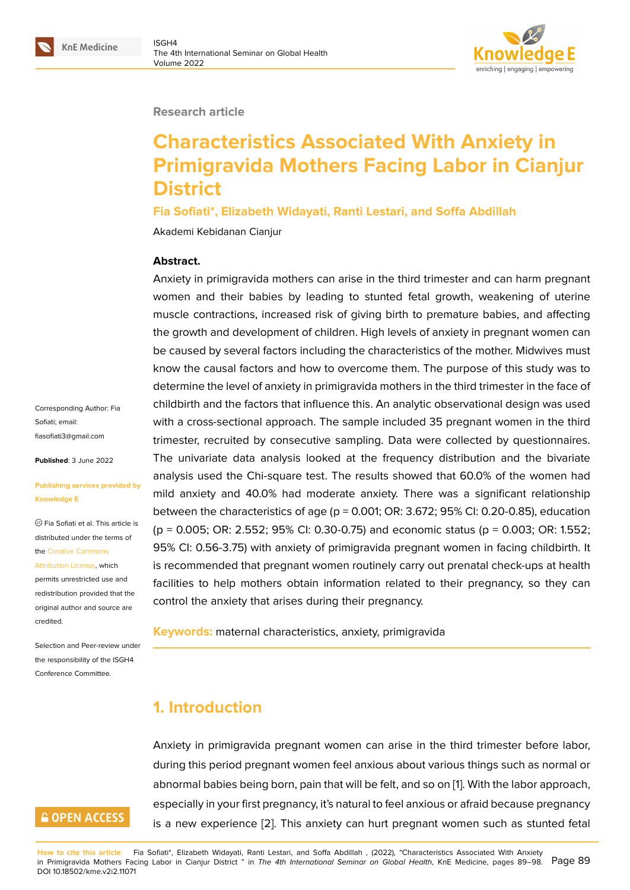Research article

# Characteristics Associated With Anxiety in Primigravida Mothers Facing Labor in Cianjur District

**Fia Sofiati*, Elizabeth Widayati, Ranti Lestari, and Soffa Abdillah**

Akademi Kebidanan Cianjur

**Abstract.**
Anxiety in primigravida mothers can arise in the third trimester and can harm pregnant women and their babies by leading to stunted fetal growth, weakening of uterine muscle contractions, increased risk of giving birth to premature babies, and affecting the growth and development of children. High levels of anxiety in pregnant women can be caused by several factors including the characteristics of the mother. Midwives must know the causal factors and how to overcome them. The purpose of this study was to determine the level of anxiety in primigravida mothers in the third trimester in the face of childbirth and the factors that influence this. An analytic observational design was used with a cross-sectional approach. The sample included 35 pregnant women in the third trimester, recruited by consecutive sampling. Data were collected by questionnaires. The univariate data analysis looked at the frequency distribution and the bivariate analysis used the Chi-square test. The results showed that 60.0% of the women had mild anxiety and 40.0% had moderate anxiety. There was a significant relationship between the characteristics of age ($p = 0.001$; OR: 3.672; 95% CI: 0.20-0.85), education ($p = 0.005$; OR: 2.552; 95% CI: 0.30-0.75) and economic status ($p = 0.003$; OR: 1.552; 95% CI: 0.56-3.75) with anxiety of primigravida pregnant women in facing childbirth. It is recommended that pregnant women routinely carry out prenatal check-ups at health facilities to help mothers obtain information related to their pregnancy, so they can control the anxiety that arises during their pregnancy.

**Keywords:** maternal characteristics, anxiety, primigravida

Corresponding Author: Fia Sofiati; email: fiasofiati3@gmail.com

**Published**: 3 June 2022

**Publishing services provided by Knowledge E**

© Fia Sofiati et al. This article is distributed under the terms of the Creative Commons Attribution License, which permits unrestricted use and redistribution provided that the original author and source are credited.

Selection and Peer-review under the responsibility of the ISGH4 Conference Committee.

## 1. Introduction

Anxiety in primigravida pregnant women can arise in the third trimester before labor, during this period pregnant women feel anxious about various things such as normal or abnormal babies being born, pain that will be felt, and so on [1]. With the labor approach, especially in your first pregnancy, it's natural to feel anxious or afraid because pregnancy is a new experience [2]. This anxiety can hurt pregnant women such as stunted fetal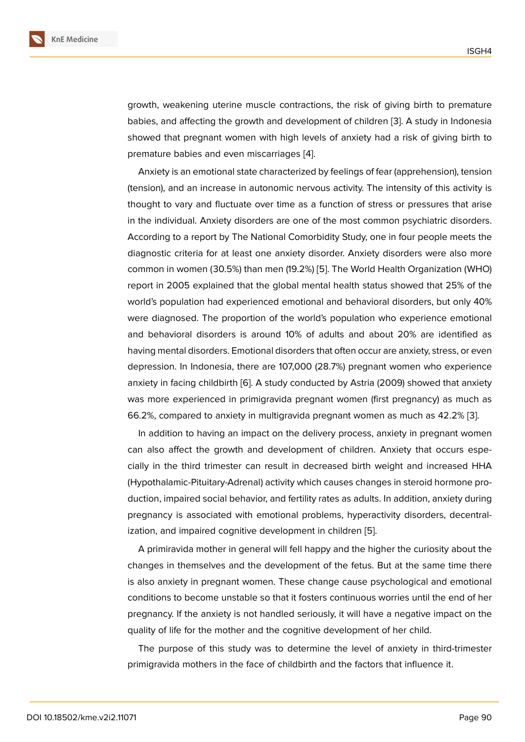growth, weakening uterine muscle contractions, the risk of giving birth to premature babies, and affecting the growth and development of children [3]. A study in Indonesia showed that pregnant women with high levels of anxiety had a risk of giving birth to premature babies and even miscarriages [4].

Anxiety is an emotional state characterized by feelings of fear (apprehension), tension (tension), and an increase in autonomic nervous activity. The intensity of this activity is thought to vary and fluctuate over time as a function of stress or pressures that arise in the individual. Anxiety disorders are one of the most common psychiatric disorders. According to a report by The National Comorbidity Study, one in four people meets the diagnostic criteria for at least one anxiety disorder. Anxiety disorders were also more common in women (30.5%) than men (19.2%) [5]. The World Health Organization (WHO) report in 2005 explained that the global mental health status showed that 25% of the world's population had experienced emotional and behavioral disorders, but only 40% were diagnosed. The proportion of the world's population who experience emotional and behavioral disorders is around 10% of adults and about 20% are identified as having mental disorders. Emotional disorders that often occur are anxiety, stress, or even depression. In Indonesia, there are 107,000 (28.7%) pregnant women who experience anxiety in facing childbirth [6]. A study conducted by Astria (2009) showed that anxiety was more experienced in primigravida pregnant women (first pregnancy) as much as 66.2%, compared to anxiety in multigravida pregnant women as much as 42.2% [3].

In addition to having an impact on the delivery process, anxiety in pregnant women can also affect the growth and development of children. Anxiety that occurs especially in the third trimester can result in decreased birth weight and increased HHA (Hypothalamic-Pituitary-Adrenal) activity which causes changes in steroid hormone production, impaired social behavior, and fertility rates as adults. In addition, anxiety during pregnancy is associated with emotional problems, hyperactivity disorders, decentralization, and impaired cognitive development in children [5].

A primiravida mother in general will fell happy and the higher the curiosity about the changes in themselves and the development of the fetus. But at the same time there is also anxiety in pregnant women. These change cause psychological and emotional conditions to become unstable so that it fosters continuous worries until the end of her pregnancy. If the anxiety is not handled seriously, it will have a negative impact on the quality of life for the mother and the cognitive development of her child.

The purpose of this study was to determine the level of anxiety in third-trimester primigravida mothers in the face of childbirth and the factors that influence it.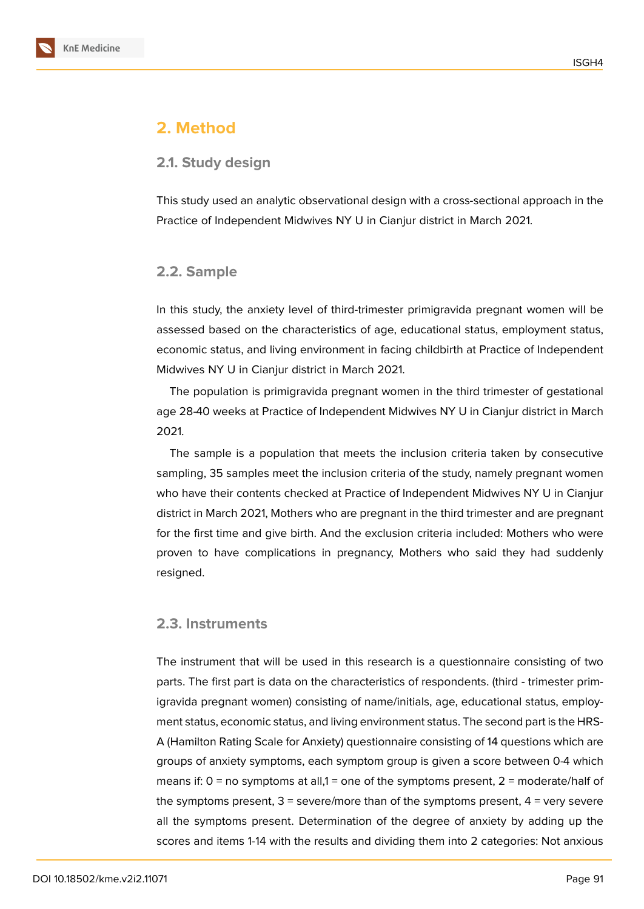## 2. Method

### 2.1. Study design

This study used an analytic observational design with a cross-sectional approach in the Practice of Independent Midwives NY U in Cianjur district in March 2021.

### 2.2. Sample

In this study, the anxiety level of third-trimester primigravida pregnant women will be assessed based on the characteristics of age, educational status, employment status, economic status, and living environment in facing childbirth at Practice of Independent Midwives NY U in Cianjur district in March 2021.

The population is primigravida pregnant women in the third trimester of gestational age 28-40 weeks at Practice of Independent Midwives NY U in Cianjur district in March 2021.

The sample is a population that meets the inclusion criteria taken by consecutive sampling, 35 samples meet the inclusion criteria of the study, namely pregnant women who have their contents checked at Practice of Independent Midwives NY U in Cianjur district in March 2021, Mothers who are pregnant in the third trimester and are pregnant for the first time and give birth. And the exclusion criteria included: Mothers who were proven to have complications in pregnancy, Mothers who said they had suddenly resigned.

### 2.3. Instruments

The instrument that will be used in this research is a questionnaire consisting of two parts. The first part is data on the characteristics of respondents. (third - trimester primigravida pregnant women) consisting of name/initials, age, educational status, employment status, economic status, and living environment status. The second part is the HRS-A (Hamilton Rating Scale for Anxiety) questionnaire consisting of 14 questions which are groups of anxiety symptoms, each symptom group is given a score between 0-4 which means if: 0 = no symptoms at all,1 = one of the symptoms present, 2 = moderate/half of the symptoms present, 3 = severe/more than of the symptoms present, 4 = very severe all the symptoms present. Determination of the degree of anxiety by adding up the scores and items 1-14 with the results and dividing them into 2 categories: Not anxious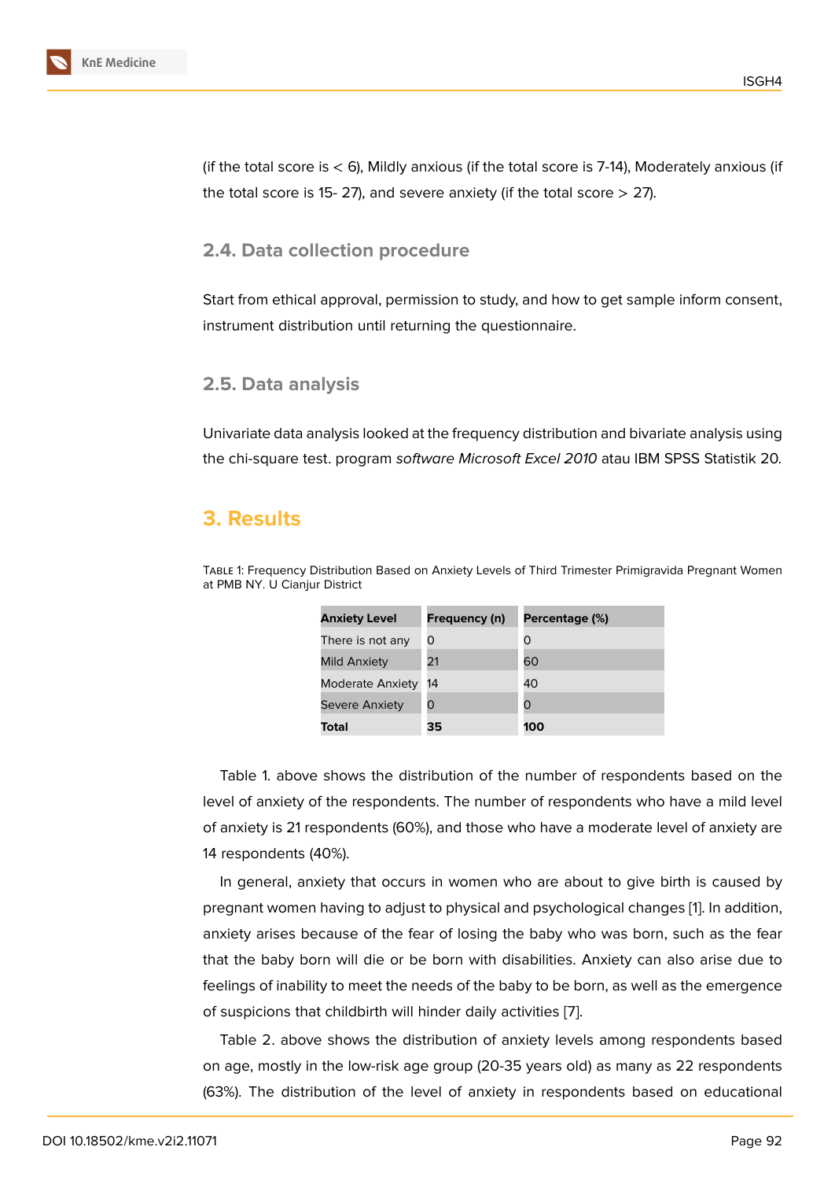(if the total score is < 6), Mildly anxious (if the total score is 7-14), Moderately anxious (if the total score is 15- 27), and severe anxiety (if the total score > 27).

## 2.4. Data collection procedure

Start from ethical approval, permission to study, and how to get sample inform consent, instrument distribution until returning the questionnaire.

## 2.5. Data analysis

Univariate data analysis looked at the frequency distribution and bivariate analysis using the chi-square test. program *software Microsoft Excel 2010* atau IBM SPSS Statistik 20.

# 3. Results

Table 1: Frequency Distribution Based on Anxiety Levels of Third Trimester Primigravida Pregnant Women at PMB NY. U Cianjur District

| **Anxiety Level** | **Frequency (n)** | **Percentage (%)** |
|---|---|---|
| There is not any | 0 | 0 |
| Mild Anxiety | 21 | 60 |
| Moderate Anxiety | 14 | 40 |
| Severe Anxiety | 0 | 0 |
| **Total** | **35** | **100** |

Table 1. above shows the distribution of the number of respondents based on the level of anxiety of the respondents. The number of respondents who have a mild level of anxiety is 21 respondents (60%), and those who have a moderate level of anxiety are 14 respondents (40%).

In general, anxiety that occurs in women who are about to give birth is caused by pregnant women having to adjust to physical and psychological changes [1]. In addition, anxiety arises because of the fear of losing the baby who was born, such as the fear that the baby born will die or be born with disabilities. Anxiety can also arise due to feelings of inability to meet the needs of the baby to be born, as well as the emergence of suspicions that childbirth will hinder daily activities [7].

Table 2. above shows the distribution of anxiety levels among respondents based on age, mostly in the low-risk age group (20-35 years old) as many as 22 respondents (63%). The distribution of the level of anxiety in respondents based on educational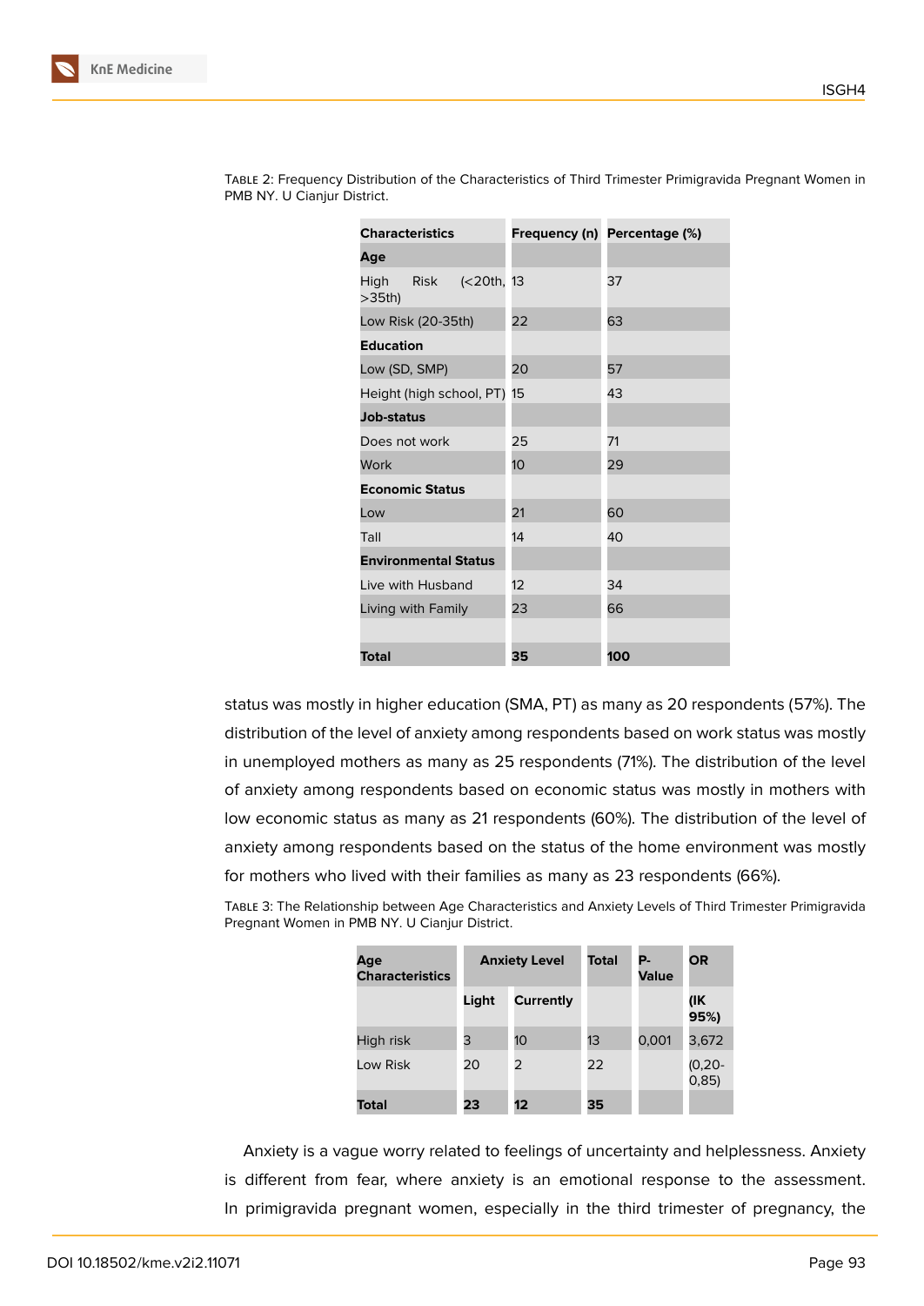Table 2: Frequency Distribution of the Characteristics of Third Trimester Primigravida Pregnant Women in PMB NY. U Cianjur District.

| Characteristics | Frequency (n) | Percentage (%) |
|---|---|---|
| **Age** | | |
| High Risk (<20th, >35th) | 13 | 37 |
| Low Risk (20-35th) | 22 | 63 |
| **Education** | | |
| Low (SD, SMP) | 20 | 57 |
| Height (high school, PT) | 15 | 43 |
| **Job-status** | | |
| Does not work | 25 | 71 |
| Work | 10 | 29 |
| **Economic Status** | | |
| Low | 21 | 60 |
| Tall | 14 | 40 |
| **Environmental Status** | | |
| Live with Husband | 12 | 34 |
| Living with Family | 23 | 66 |
| | | |
| **Total** | **35** | **100** |

status was mostly in higher education (SMA, PT) as many as 20 respondents (57%). The distribution of the level of anxiety among respondents based on work status was mostly in unemployed mothers as many as 25 respondents (71%). The distribution of the level of anxiety among respondents based on economic status was mostly in mothers with low economic status as many as 21 respondents (60%). The distribution of the level of anxiety among respondents based on the status of the home environment was mostly for mothers who lived with their families as many as 23 respondents (66%).

Table 3: The Relationship between Age Characteristics and Anxiety Levels of Third Trimester Primigravida Pregnant Women in PMB NY. U Cianjur District.

| Age Characteristics | Anxiety Level | | Total | P-Value | OR |
|---|---|---|---|---|---|
| | Light | Currently | | | (IK 95%) |
| High risk | 3 | 10 | 13 | 0,001 | 3,672 |
| Low Risk | 20 | 2 | 22 | | (0,20-0,85) |
| **Total** | **23** | **12** | **35** | | |

Anxiety is a vague worry related to feelings of uncertainty and helplessness. Anxiety is different from fear, where anxiety is an emotional response to the assessment. In primigravida pregnant women, especially in the third trimester of pregnancy, the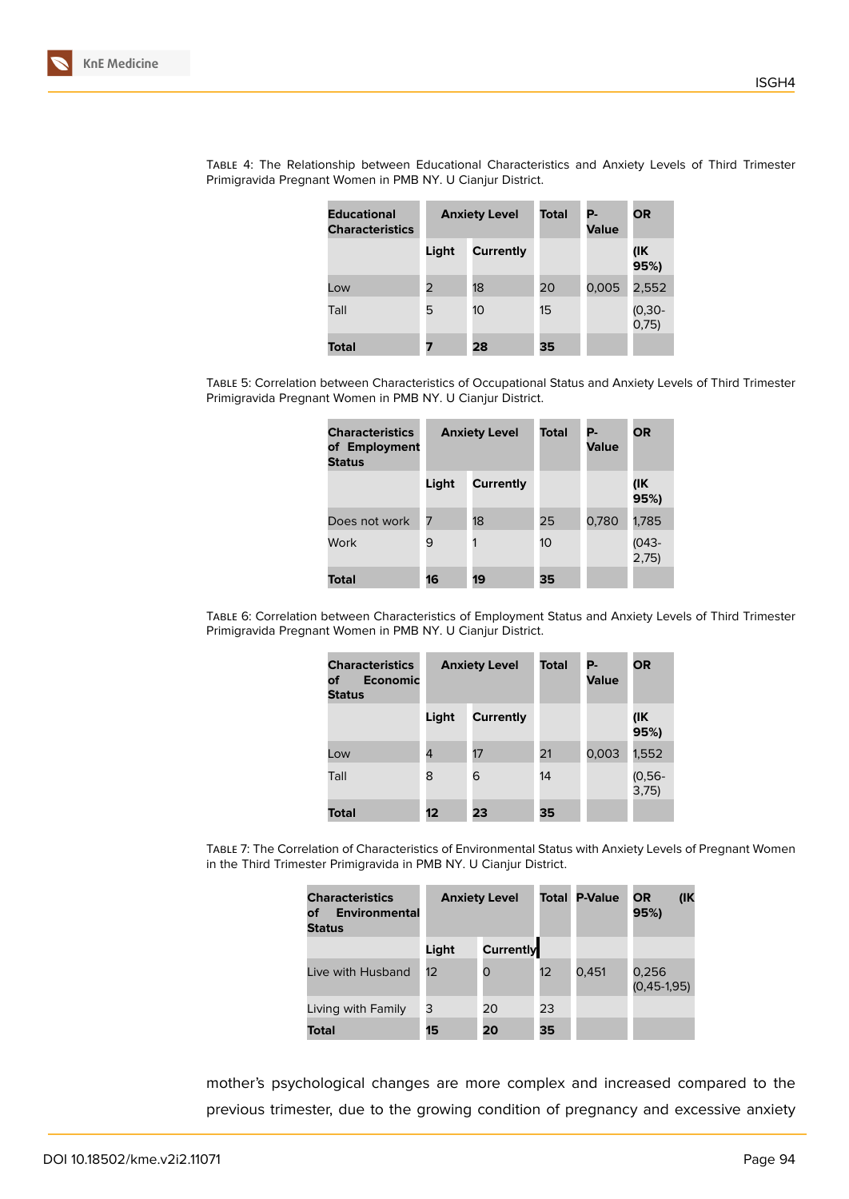Table 4: The Relationship between Educational Characteristics and Anxiety Levels of Third Trimester Primigravida Pregnant Women in PMB NY. U Cianjur District.

| Educational Characteristics | Anxiety Level | | Total | P-Value | OR |
|---|---|---|---|---|---|
| | Light | Currently | | | (IK 95%) |
| Low | 2 | 18 | 20 | 0,005 | 2,552 |
| Tall | 5 | 10 | 15 | | (0,30-0,75) |
| **Total** | **7** | **28** | **35** | | |

Table 5: Correlation between Characteristics of Occupational Status and Anxiety Levels of Third Trimester Primigravida Pregnant Women in PMB NY. U Cianjur District.

| Characteristics of Employment Status | Anxiety Level | | Total | P-Value | OR |
|---|---|---|---|---|---|
| | Light | Currently | | | (IK 95%) |
| Does not work | 7 | 18 | 25 | 0,780 | 1,785 |
| Work | 9 | 1 | 10 | | (043-2,75) |
| **Total** | **16** | **19** | **35** | | |

Table 6: Correlation between Characteristics of Employment Status and Anxiety Levels of Third Trimester Primigravida Pregnant Women in PMB NY. U Cianjur District.

| Characteristics of Economic Status | Anxiety Level | | Total | P-Value | OR |
|---|---|---|---|---|---|
| | Light | Currently | | | (IK 95%) |
| Low | 4 | 17 | 21 | 0,003 | 1,552 |
| Tall | 8 | 6 | 14 | | (0,56-3,75) |
| **Total** | **12** | **23** | **35** | | |

Table 7: The Correlation of Characteristics of Environmental Status with Anxiety Levels of Pregnant Women in the Third Trimester Primigravida in PMB NY. U Cianjur District.

| Characteristics of Environmental Status | Anxiety Level | | Total | P-Value | OR (IK 95%) |
|---|---|---|---|---|---|
| | Light | Currently | | | |
| Live with Husband | 12 | 0 | 12 | 0,451 | 0,256 (0,45-1,95) |
| Living with Family | 3 | 20 | 23 | | |
| **Total** | **15** | **20** | **35** | | |

mother's psychological changes are more complex and increased compared to the previous trimester, due to the growing condition of pregnancy and excessive anxiety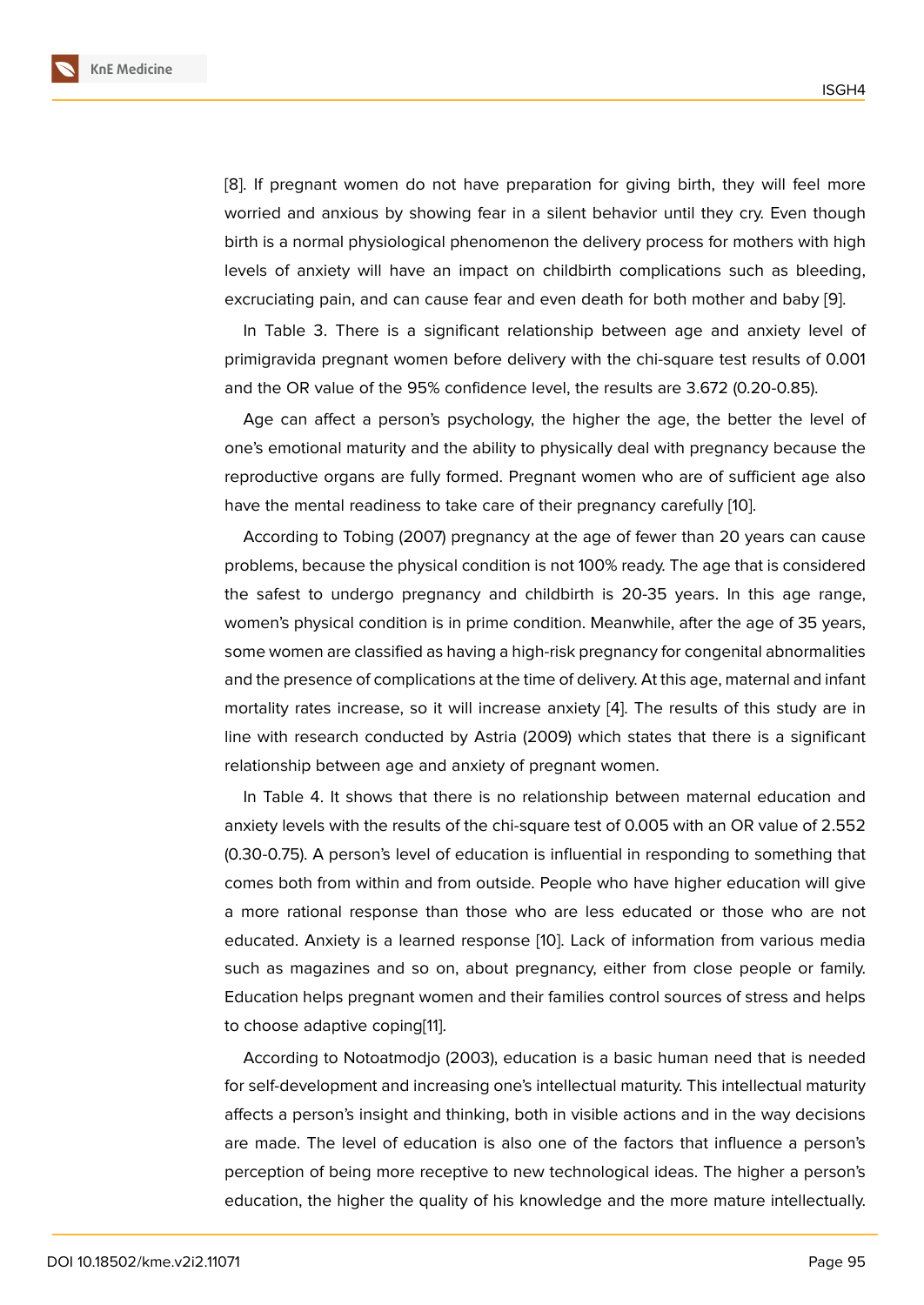[8]. If pregnant women do not have preparation for giving birth, they will feel more worried and anxious by showing fear in a silent behavior until they cry. Even though birth is a normal physiological phenomenon the delivery process for mothers with high levels of anxiety will have an impact on childbirth complications such as bleeding, excruciating pain, and can cause fear and even death for both mother and baby [9].

In Table 3. There is a significant relationship between age and anxiety level of primigravida pregnant women before delivery with the chi-square test results of 0.001 and the OR value of the 95% confidence level, the results are 3.672 (0.20-0.85).

Age can affect a person's psychology, the higher the age, the better the level of one's emotional maturity and the ability to physically deal with pregnancy because the reproductive organs are fully formed. Pregnant women who are of sufficient age also have the mental readiness to take care of their pregnancy carefully [10].

According to Tobing (2007) pregnancy at the age of fewer than 20 years can cause problems, because the physical condition is not 100% ready. The age that is considered the safest to undergo pregnancy and childbirth is 20-35 years. In this age range, women's physical condition is in prime condition. Meanwhile, after the age of 35 years, some women are classified as having a high-risk pregnancy for congenital abnormalities and the presence of complications at the time of delivery. At this age, maternal and infant mortality rates increase, so it will increase anxiety [4]. The results of this study are in line with research conducted by Astria (2009) which states that there is a significant relationship between age and anxiety of pregnant women.

In Table 4. It shows that there is no relationship between maternal education and anxiety levels with the results of the chi-square test of 0.005 with an OR value of 2.552 (0.30-0.75). A person's level of education is influential in responding to something that comes both from within and from outside. People who have higher education will give a more rational response than those who are less educated or those who are not educated. Anxiety is a learned response [10]. Lack of information from various media such as magazines and so on, about pregnancy, either from close people or family. Education helps pregnant women and their families control sources of stress and helps to choose adaptive coping[11].

According to Notoatmodjo (2003), education is a basic human need that is needed for self-development and increasing one's intellectual maturity. This intellectual maturity affects a person's insight and thinking, both in visible actions and in the way decisions are made. The level of education is also one of the factors that influence a person's perception of being more receptive to new technological ideas. The higher a person's education, the higher the quality of his knowledge and the more mature intellectually.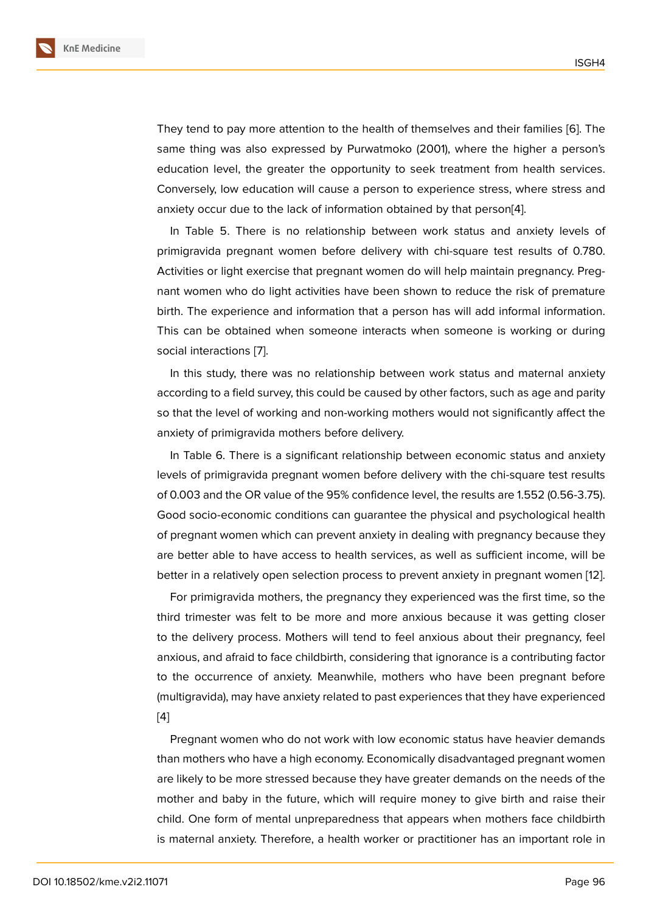They tend to pay more attention to the health of themselves and their families [6]. The same thing was also expressed by Purwatmoko (2001), where the higher a person's education level, the greater the opportunity to seek treatment from health services. Conversely, low education will cause a person to experience stress, where stress and anxiety occur due to the lack of information obtained by that person[4].

In Table 5. There is no relationship between work status and anxiety levels of primigravida pregnant women before delivery with chi-square test results of 0.780. Activities or light exercise that pregnant women do will help maintain pregnancy. Pregnant women who do light activities have been shown to reduce the risk of premature birth. The experience and information that a person has will add informal information. This can be obtained when someone interacts when someone is working or during social interactions [7].

In this study, there was no relationship between work status and maternal anxiety according to a field survey, this could be caused by other factors, such as age and parity so that the level of working and non-working mothers would not significantly affect the anxiety of primigravida mothers before delivery.

In Table 6. There is a significant relationship between economic status and anxiety levels of primigravida pregnant women before delivery with the chi-square test results of 0.003 and the OR value of the 95% confidence level, the results are 1.552 (0.56-3.75). Good socio-economic conditions can guarantee the physical and psychological health of pregnant women which can prevent anxiety in dealing with pregnancy because they are better able to have access to health services, as well as sufficient income, will be better in a relatively open selection process to prevent anxiety in pregnant women [12].

For primigravida mothers, the pregnancy they experienced was the first time, so the third trimester was felt to be more and more anxious because it was getting closer to the delivery process. Mothers will tend to feel anxious about their pregnancy, feel anxious, and afraid to face childbirth, considering that ignorance is a contributing factor to the occurrence of anxiety. Meanwhile, mothers who have been pregnant before (multigravida), may have anxiety related to past experiences that they have experienced [4]

Pregnant women who do not work with low economic status have heavier demands than mothers who have a high economy. Economically disadvantaged pregnant women are likely to be more stressed because they have greater demands on the needs of the mother and baby in the future, which will require money to give birth and raise their child. One form of mental unpreparedness that appears when mothers face childbirth is maternal anxiety. Therefore, a health worker or practitioner has an important role in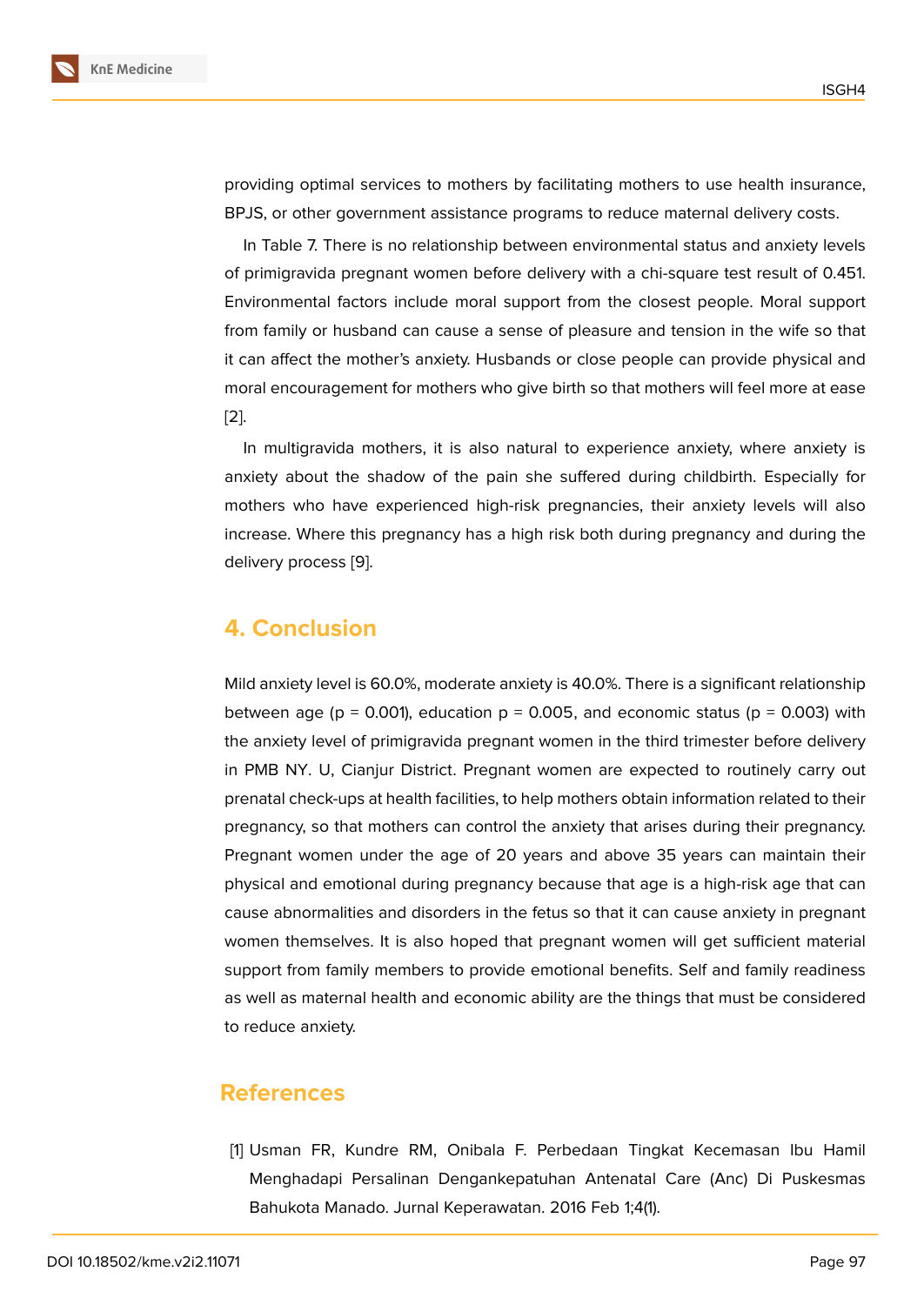providing optimal services to mothers by facilitating mothers to use health insurance, BPJS, or other government assistance programs to reduce maternal delivery costs.

In Table 7. There is no relationship between environmental status and anxiety levels of primigravida pregnant women before delivery with a chi-square test result of 0.451. Environmental factors include moral support from the closest people. Moral support from family or husband can cause a sense of pleasure and tension in the wife so that it can affect the mother's anxiety. Husbands or close people can provide physical and moral encouragement for mothers who give birth so that mothers will feel more at ease [2].

In multigravida mothers, it is also natural to experience anxiety, where anxiety is anxiety about the shadow of the pain she suffered during childbirth. Especially for mothers who have experienced high-risk pregnancies, their anxiety levels will also increase. Where this pregnancy has a high risk both during pregnancy and during the delivery process [9].

## 4. Conclusion

Mild anxiety level is 60.0%, moderate anxiety is 40.0%. There is a significant relationship between age ($p = 0.001$), education $p = 0.005$, and economic status ($p = 0.003$) with the anxiety level of primigravida pregnant women in the third trimester before delivery in PMB NY. U, Cianjur District. Pregnant women are expected to routinely carry out prenatal check-ups at health facilities, to help mothers obtain information related to their pregnancy, so that mothers can control the anxiety that arises during their pregnancy. Pregnant women under the age of 20 years and above 35 years can maintain their physical and emotional during pregnancy because that age is a high-risk age that can cause abnormalities and disorders in the fetus so that it can cause anxiety in pregnant women themselves. It is also hoped that pregnant women will get sufficient material support from family members to provide emotional benefits. Self and family readiness as well as maternal health and economic ability are the things that must be considered to reduce anxiety.

## References

[1] Usman FR, Kundre RM, Onibala F. Perbedaan Tingkat Kecemasan Ibu Hamil Menghadapi Persalinan Dengankepatuhan Antenatal Care (Anc) Di Puskesmas Bahukota Manado. Jurnal Keperawatan. 2016 Feb 1;4(1).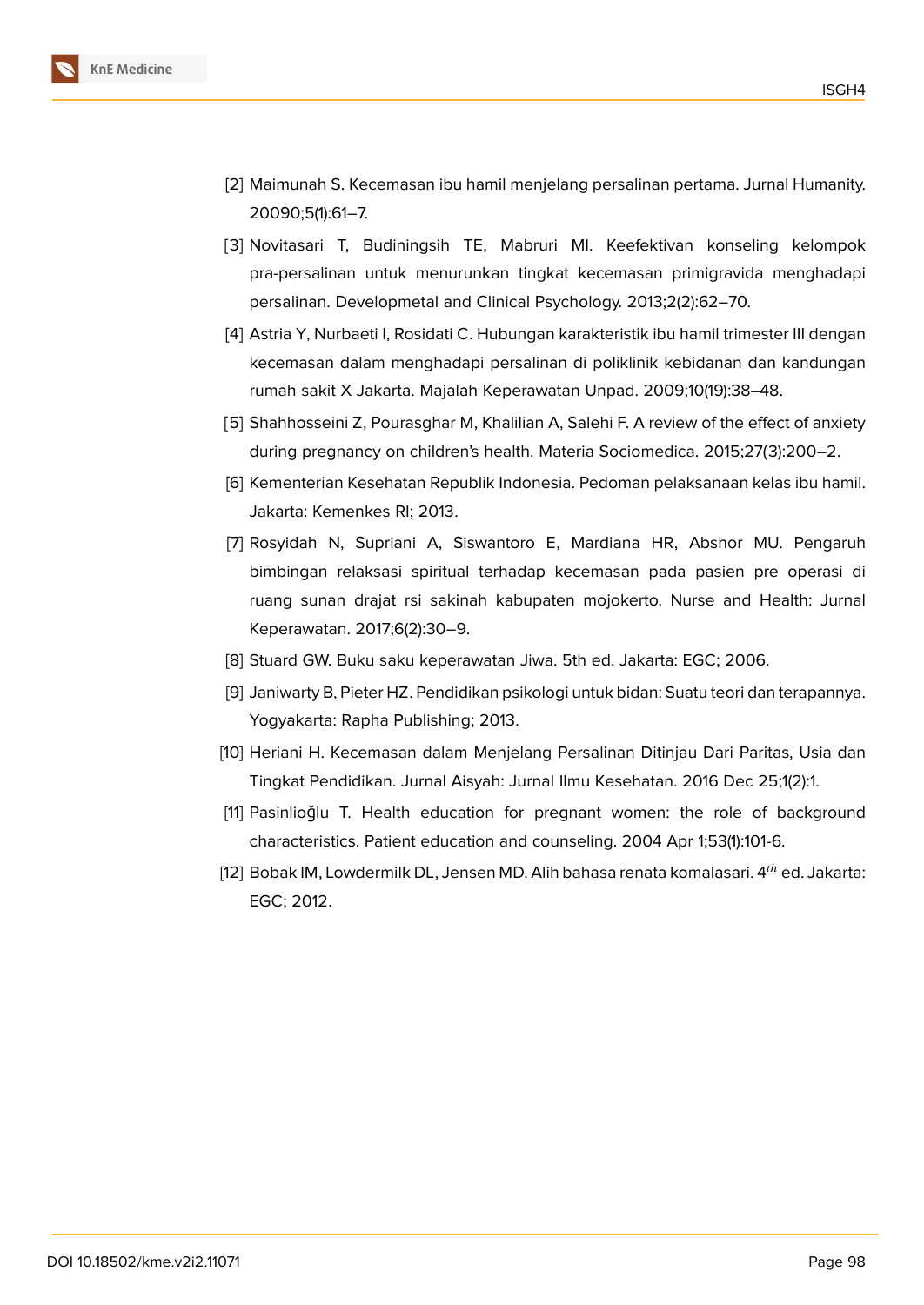[2] Maimunah S. Kecemasan ibu hamil menjelang persalinan pertama. Jurnal Humanity. 20090;5(1):61–7.

[3] Novitasari T, Budiningsih TE, Mabruri MI. Keefektivan konseling kelompok pra-persalinan untuk menurunkan tingkat kecemasan primigravida menghadapi persalinan. Developmetal and Clinical Psychology. 2013;2(2):62–70.

[4] Astria Y, Nurbaeti I, Rosidati C. Hubungan karakteristik ibu hamil trimester III dengan kecemasan dalam menghadapi persalinan di poliklinik kebidanan dan kandungan rumah sakit X Jakarta. Majalah Keperawatan Unpad. 2009;10(19):38–48.

[5] Shahhosseini Z, Pourasghar M, Khalilian A, Salehi F. A review of the effect of anxiety during pregnancy on children's health. Materia Sociomedica. 2015;27(3):200–2.

[6] Kementerian Kesehatan Republik Indonesia. Pedoman pelaksanaan kelas ibu hamil. Jakarta: Kemenkes RI; 2013.

[7] Rosyidah N, Supriani A, Siswantoro E, Mardiana HR, Abshor MU. Pengaruh bimbingan relaksasi spiritual terhadap kecemasan pada pasien pre operasi di ruang sunan drajat rsi sakinah kabupaten mojokerto. Nurse and Health: Jurnal Keperawatan. 2017;6(2):30–9.

[8] Stuard GW. Buku saku keperawatan Jiwa. 5th ed. Jakarta: EGC; 2006.

[9] Janiwarty B, Pieter HZ. Pendidikan psikologi untuk bidan: Suatu teori dan terapannya. Yogyakarta: Rapha Publishing; 2013.

[10] Heriani H. Kecemasan dalam Menjelang Persalinan Ditinjau Dari Paritas, Usia dan Tingkat Pendidikan. Jurnal Aisyah: Jurnal Ilmu Kesehatan. 2016 Dec 25;1(2):1.

[11] Pasinlioğlu T. Health education for pregnant women: the role of background characteristics. Patient education and counseling. 2004 Apr 1;53(1):101-6.

[12] Bobak IM, Lowdermilk DL, Jensen MD. Alih bahasa renata komalasari. $4^{th}$ ed. Jakarta: EGC; 2012.